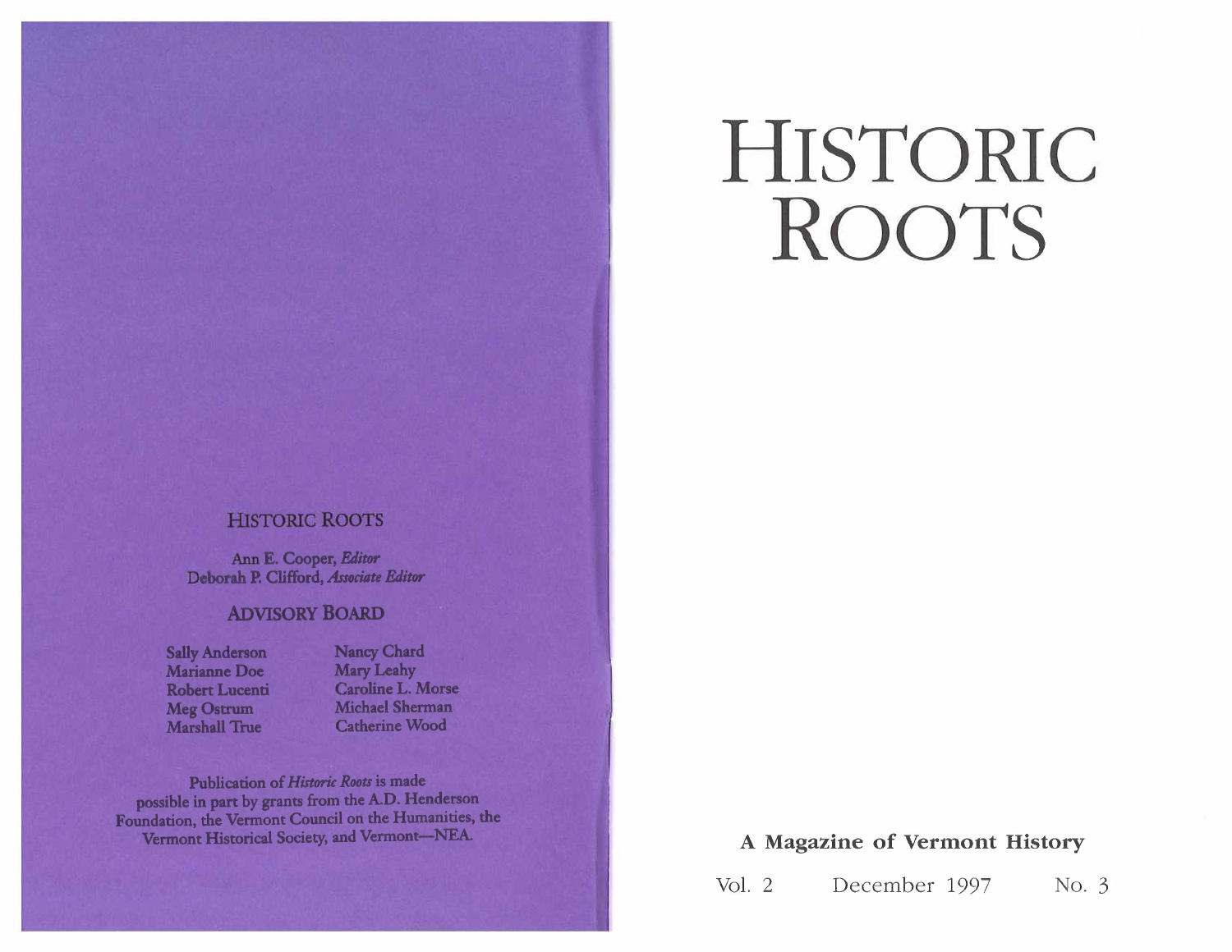## HISTORIC ROOTS

Ann E. Cooper, *Editor*
Deborah P. Clifford, *Associate Editor*

### ADVISORY BOARD

Sally Anderson
Marianne Doe
Robert Lucenti
Meg Ostrum
Marshall True
Nancy Chard
Mary Leahy
Caroline L. Morse
Michael Sherman
Catherine Wood

Publication of *Historic Roots* is made possible in part by grants from the A.D. Henderson Foundation, the Vermont Council on the Humanities, the Vermont Historical Society, and Vermont—NEA.

# HISTORIC ROOTS

**A Magazine of Vermont History**

Vol. 2 December 1997 No. 3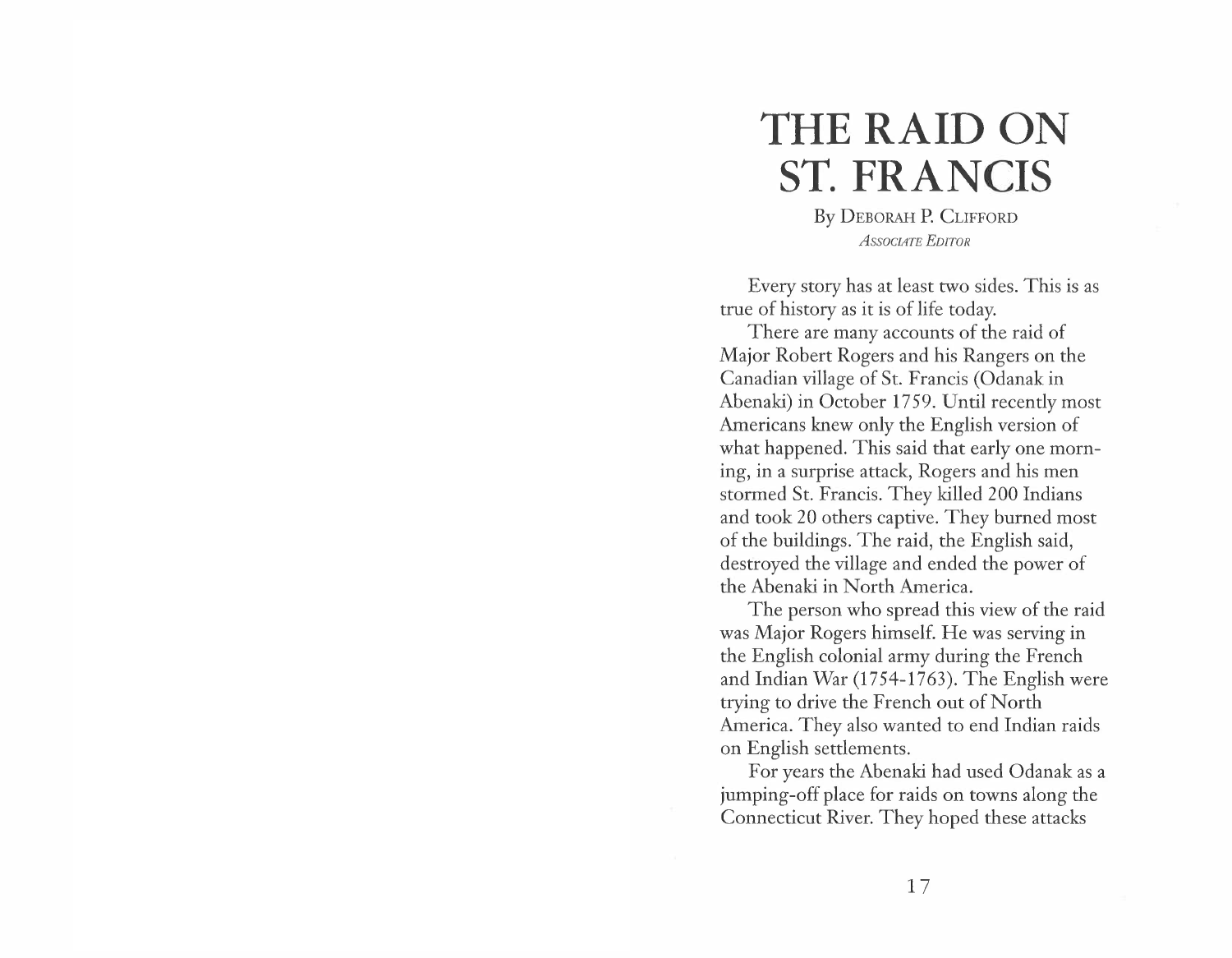# THE RAID ON ST. FRANCIS

By Deborah P. Clifford
*Associate Editor*

Every story has at least two sides. This is as true of history as it is of life today.

There are many accounts of the raid of Major Robert Rogers and his Rangers on the Canadian village of St. Francis (Odanak in Abenaki) in October 1759. Until recently most Americans knew only the English version of what happened. This said that early one morning, in a surprise attack, Rogers and his men stormed St. Francis. They killed 200 Indians and took 20 others captive. They burned most of the buildings. The raid, the English said, destroyed the village and ended the power of the Abenaki in North America.

The person who spread this view of the raid was Major Rogers himself. He was serving in the English colonial army during the French and Indian War (1754-1763). The English were trying to drive the French out of North America. They also wanted to end Indian raids on English settlements.

For years the Abenaki had used Odanak as a jumping-off place for raids on towns along the Connecticut River. They hoped these attacks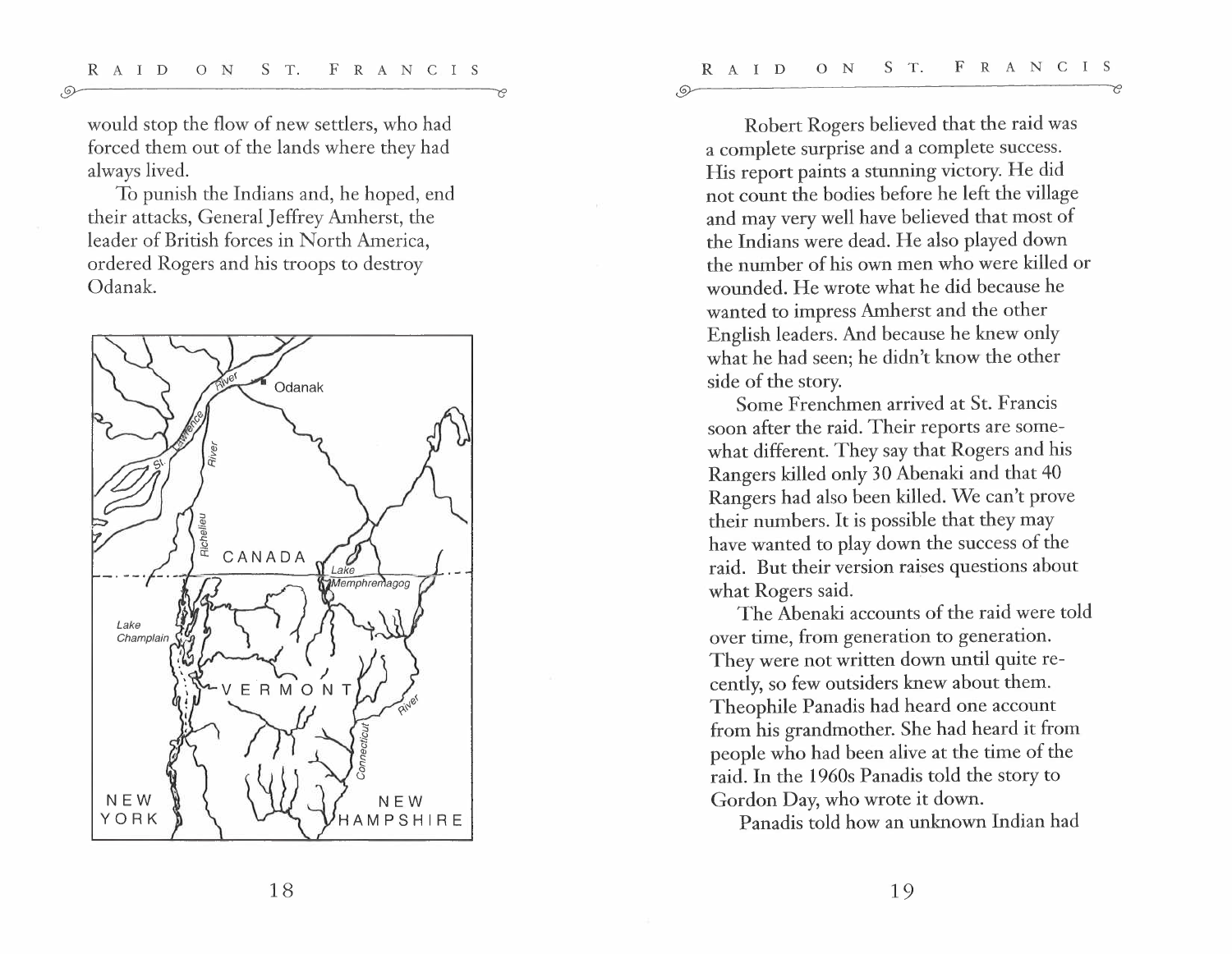would stop the flow of new settlers, who had forced them out of the lands where they had always lived.

To punish the Indians and, he hoped, end their attacks, General Jeffrey Amherst, the leader of British forces in North America, ordered Rogers and his troops to destroy Odanak.

Robert Rogers believed that the raid was a complete surprise and a complete success. His report paints a stunning victory. He did not count the bodies before he left the village and may very well have believed that most of the Indians were dead. He also played down the number of his own men who were killed or wounded. He wrote what he did because he wanted to impress Amherst and the other English leaders. And because he knew only what he had seen; he didn't know the other side of the story.

Some Frenchmen arrived at St. Francis soon after the raid. Their reports are somewhat different. They say that Rogers and his Rangers killed only 30 Abenaki and that 40 Rangers had also been killed. We can't prove their numbers. It is possible that they may have wanted to play down the success of the raid. But their version raises questions about what Rogers said.

The Abenaki accounts of the raid were told over time, from generation to generation. They were not written down until quite recently, so few outsiders knew about them. Theophile Panadis had heard one account from his grandmother. She had heard it from people who had been alive at the time of the raid. In the 1960s Panadis told the story to Gordon Day, who wrote it down.

Panadis told how an unknown Indian had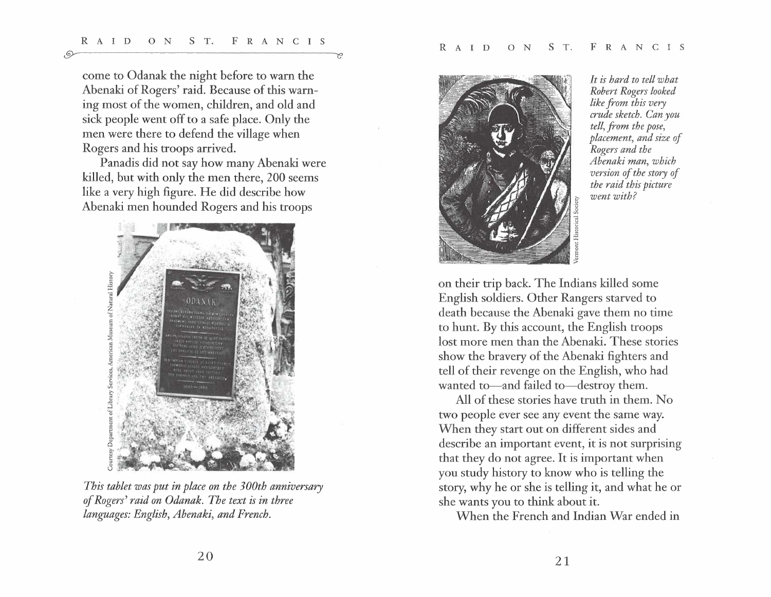come to Odanak the night before to warn the Abenaki of Rogers' raid. Because of this warning most of the women, children, and old and sick people went off to a safe place. Only the men were there to defend the village when Rogers and his troops arrived.

Panadis did not say how many Abenaki were killed, but with only the men there, 200 seems like a very high figure. He did describe how Abenaki men hounded Rogers and his troops on their trip back. The Indians killed some English soldiers. Other Rangers starved to death because the Abenaki gave them no time to hunt. By this account, the English troops lost more men than the Abenaki. These stories show the bravery of the Abenaki fighters and tell of their revenge on the English, who had wanted to—and failed to—destroy them.

*This tablet was put in place on the 300th anniversary of Rogers' raid on Odanak. The text is in three languages: English, Abenaki, and French.*

Courtesy Department of Library Services, American Museum of Natural History

*It is hard to tell what Robert Rogers looked like from this very crude sketch. Can you tell, from the pose, placement, and size of Rogers and the Abenaki man, which version of the story of the raid this picture went with?*

Vermont Historical Society

All of these stories have truth in them. No two people ever see any event the same way. When they start out on different sides and describe an important event, it is not surprising that they do not agree. It is important when you study history to know who is telling the story, why he or she is telling it, and what he or she wants you to think about it.

When the French and Indian War ended in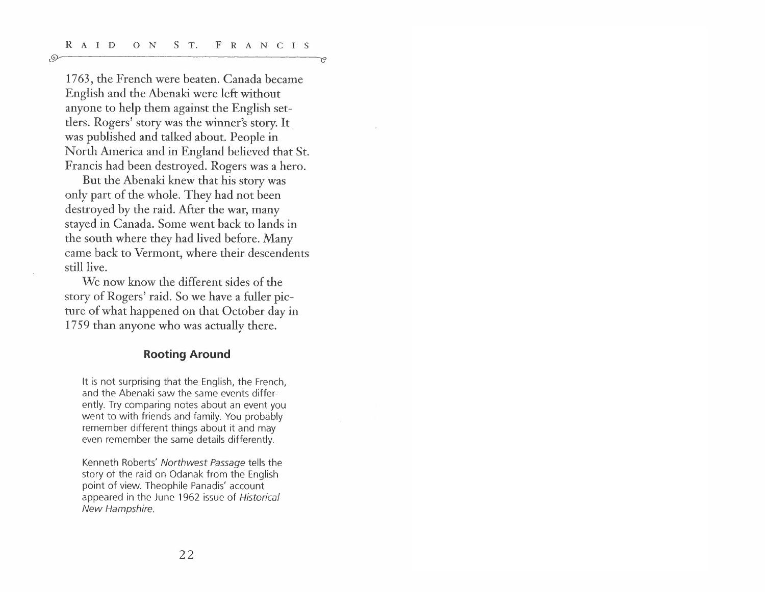1763, the French were beaten. Canada became English and the Abenaki were left without anyone to help them against the English settlers. Rogers' story was the winner's story. It was published and talked about. People in North America and in England believed that St. Francis had been destroyed. Rogers was a hero.

But the Abenaki knew that his story was only part of the whole. They had not been destroyed by the raid. After the war, many stayed in Canada. Some went back to lands in the south where they had lived before. Many came back to Vermont, where their descendents still live.

We now know the different sides of the story of Rogers' raid. So we have a fuller picture of what happened on that October day in 1759 than anyone who was actually there.

### Rooting Around

It is not surprising that the English, the French, and the Abenaki saw the same events differently. Try comparing notes about an event you went to with friends and family. You probably remember different things about it and may even remember the same details differently.

Kenneth Roberts' *Northwest Passage* tells the story of the raid on Odanak from the English point of view. Theophile Panadis' account appeared in the June 1962 issue of *Historical New Hampshire.*